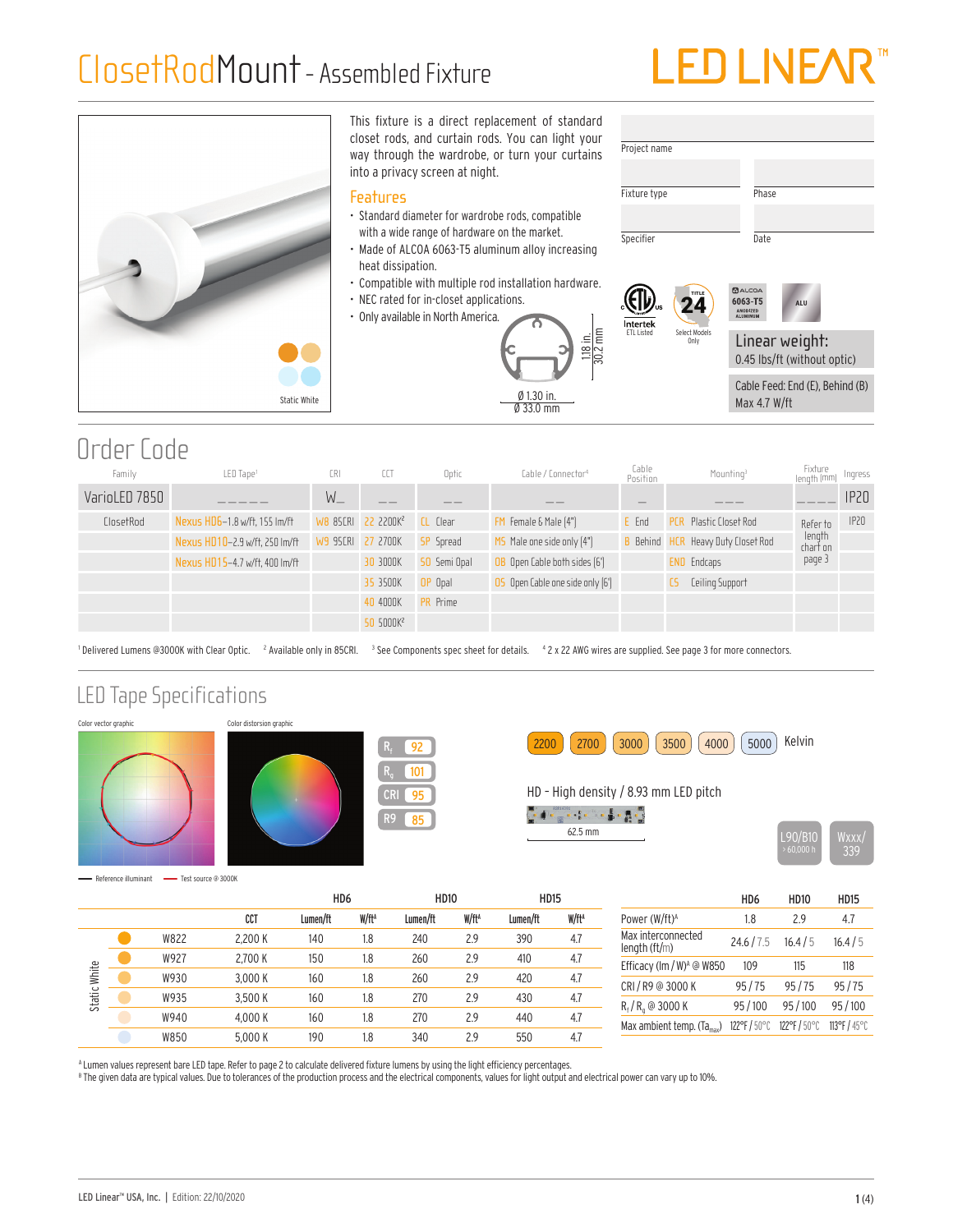# ClosetRodMount - Assembled Fixture

This fixture is a direct replacement of standard closet rods, and curtain rods. You can light your way through the wardrobe, or turn your curtains into a privacy screen at night.

## Features

- Standard diameter for wardrobe rods, compatible with a wide range of hardware on the market.
- Made of ALCOA 6063-T5 aluminum alloy increasing heat dissipation.
- Compatible with multiple rod installation hardware.
- NEC rated for in-closet applications.
- Only available in North America.

Ø 1.30 in.
Ø 33.0 mm

1.18 in.
30.2 mm

Static White

Project name

Fixture type | Phase

Specifier | Date

Intertek ETL Listed | Title 24 Select Models Only | ALCOA 6063-T5 Anodized Aluminum | ALU

**Linear weight:**
0.45 lbs/ft (without optic)

Cable Feed: End (E), Behind (B)
Max 4.7 W/ft

## Order Code

| Family | LED Tape[1] | CRI | CCT | Optic | Cable / Connector[4] | Cable Position | Mounting[3] | Fixture length (mm) | Ingress |
|---|---|---|---|---|---|---|---|---|---|
| VarioLED 7850 | _ _ _ _ _ | W_ | _ _ | _ _ | _ _ | _ | _ _ _ | _ _ _ _ | IP20 |
| ClosetRod | Nexus HD6–1.8 w/ft, 155 lm/ft | W8 85CRI | 22 2200K[2] | CL Clear | FM Female & Male (4") | E End | PCR Plastic Closet Rod | Refer to length chart on page 3 | IP20 |
| | Nexus HD10–2.9 w/ft, 250 lm/ft | W9 95CRI | 27 2700K | SP Spread | MS Male one side only (4") | B Behind | HCR Heavy Duty Closet Rod | | |
| | Nexus HD15–4.7 w/ft, 400 lm/ft | | 30 3000K | SO Semi Opal | OB Open Cable both sides (6') | | END Endcaps | | |
| | | | 35 3500K | OP Opal | OS Open Cable one side only (6') | | CS Ceiling Support | | |
| | | | 40 4000K | PR Prime | | | | | |
| | | | 50 5000K[2] | | | | | | |

[1] Delivered Lumens @3000K with Clear Optic. [2] Available only in 85CRI. [3] See Components spec sheet for details. [4] 2 x 22 AWG wires are supplied. See page 3 for more connectors.

## LED Tape Specifications

Color vector graphic | Color distorsion graphic

Reference illuminant — Test source @ 3000K

$R_f$ 92 | $R_g$ 101 | CRI 95 | R9 85

2200 | 2700 | 3000 | 3500 | 4000 | 5000 Kelvin

HD - High density / 8.93 mm LED pitch

62.5 mm

L90/B10 > 60,000 h | Wxxx/339

| | | | HD6 | | HD10 | | HD15 | |
|---|---|---|---|---|---|---|---|---|
| | | CCT | Lumen/ft | W/ft[A] | Lumen/ft | W/ft[A] | Lumen/ft | W/ft[A] |
| Static White | W822 | 2,200 K | 140 | 1.8 | 240 | 2.9 | 390 | 4.7 |
| | W927 | 2,700 K | 150 | 1.8 | 260 | 2.9 | 410 | 4.7 |
| | W930 | 3,000 K | 160 | 1.8 | 260 | 2.9 | 420 | 4.7 |
| | W935 | 3,500 K | 160 | 1.8 | 270 | 2.9 | 430 | 4.7 |
| | W940 | 4,000 K | 160 | 1.8 | 270 | 2.9 | 440 | 4.7 |
| | W850 | 5,000 K | 190 | 1.8 | 340 | 2.9 | 550 | 4.7 |

| | HD6 | HD10 | HD15 |
|---|---|---|---|
| Power (W/ft)[A] | 1.8 | 2.9 | 4.7 |
| Max interconnected length (ft/m) | 24.6 / 7.5 | 16.4 / 5 | 16.4 / 5 |
| Efficacy (lm / W)[A] @ W850 | 109 | 115 | 118 |
| CRI / R9 @ 3000 K | 95 / 75 | 95 / 75 | 95 / 75 |
| $R_f$ / $R_g$ @ 3000 K | 95 / 100 | 95 / 100 | 95 / 100 |
| Max ambient temp. ($Ta_{max}$) | 122°F / 50°C | 122°F / 50°C | 113°F / 45°C |

[A] Lumen values represent bare LED tape. Refer to page 2 to calculate delivered fixture lumens by using the light efficiency percentages.
[B] The given data are typical values. Due to tolerances of the production process and the electrical components, values for light output and electrical power can vary up to 10%.

LED Linear™ USA, Inc. | Edition: 22/10/2020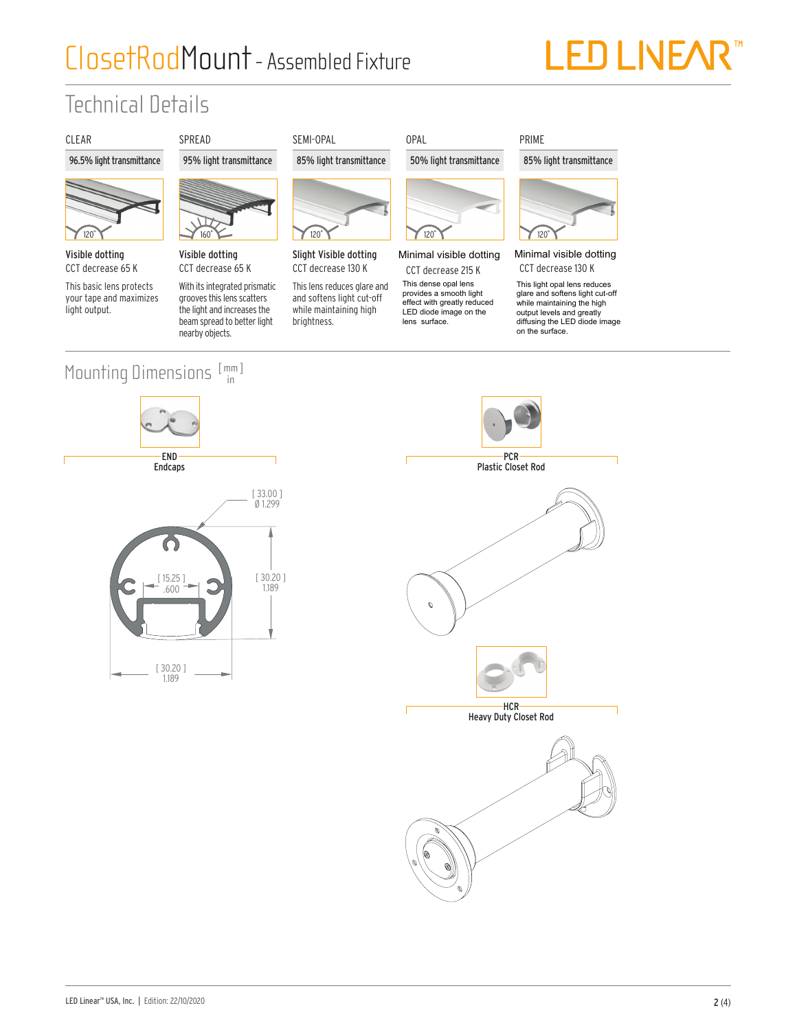# ClosetRodMount - Assembled Fixture

## Technical Details

| CLEAR | SPREAD | SEMI-OPAL | OPAL | PRIME |
|---|---|---|---|---|
| 96.5% light transmittance | 95% light transmittance | 85% light transmittance | 50% light transmittance | 85% light transmittance |
| 120° | 160° | 120° | 120° | 120° |
| Visible dotting | Visible dotting | Slight Visible dotting | Minimal visible dotting | Minimal visible dotting |
| CCT decrease 65 K | CCT decrease 65 K | CCT decrease 130 K | CCT decrease 215 K | CCT decrease 130 K |
| This basic lens protects your tape and maximizes light output. | With its integrated prismatic grooves this lens scatters the light and increases the beam spread to better light nearby objects. | This lens reduces glare and and softens light cut-off while maintaining high brightness. | This dense opal lens provides a smooth light effect with greatly reduced LED diode image on the lens surface. | This light opal lens reduces glare and softens light cut-off while maintaining the high output levels and greatly diffusing the LED diode image on the surface. |

## Mounting Dimensions [mm / in]

**END**
Endcaps

[ 33.00 ] Ø 1.299

[ 15.25 ] .600

[ 30.20 ] 1.189

[ 30.20 ] 1.189

**PCR**
Plastic Closet Rod

**HCR**
Heavy Duty Closet Rod

LED Linear™ USA, Inc. | Edition: 22/10/2020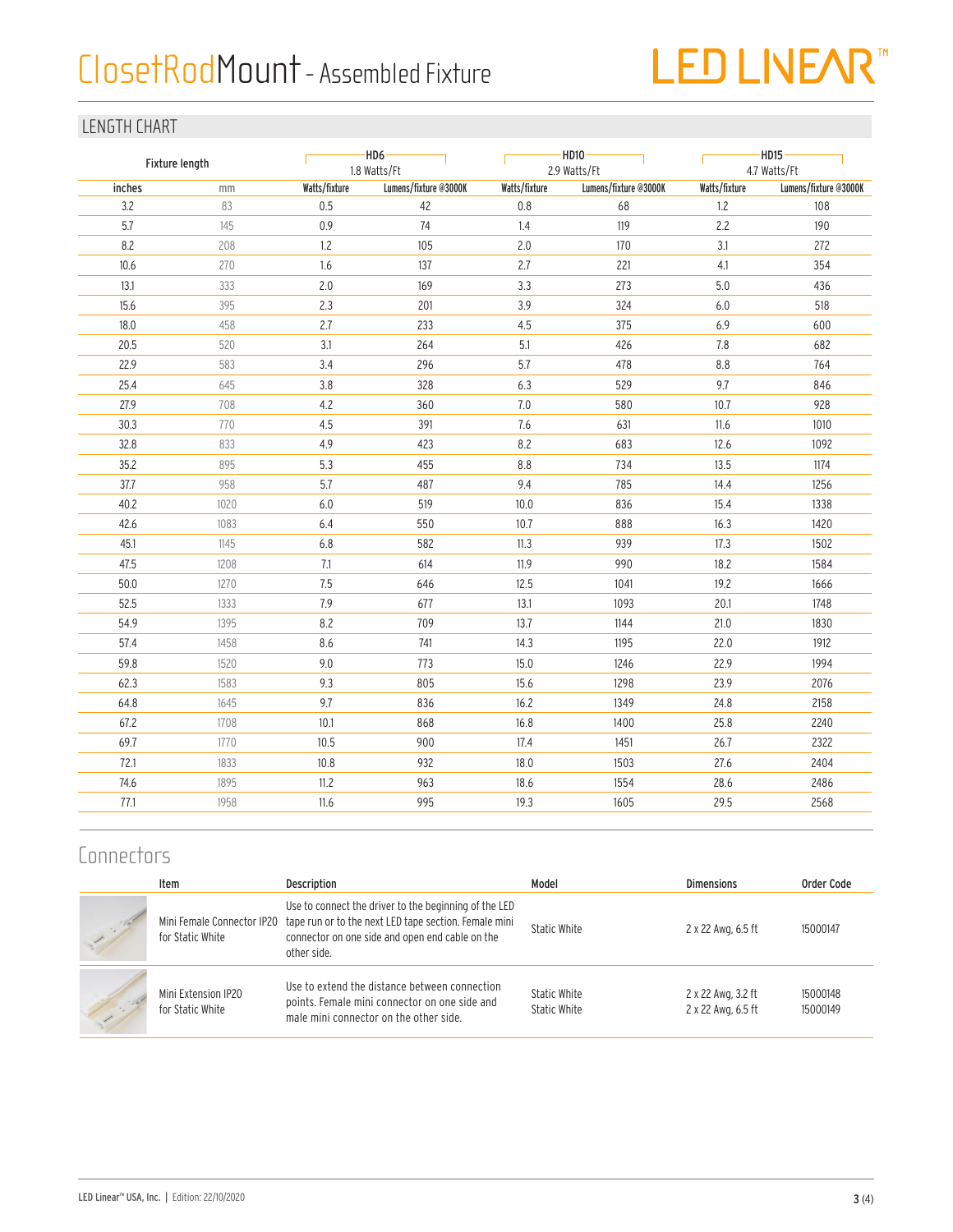# ClosetRodMount - Assembled Fixture

LED LINEAR™

## LENGTH CHART

| Fixture length | | HD6 1.8 Watts/Ft | | HD10 2.9 Watts/Ft | | HD15 4.7 Watts/Ft | |
|---|---|---|---|---|---|---|---|
| inches | mm | Watts/fixture | Lumens/fixture @3000K | Watts/fixture | Lumens/fixture @3000K | Watts/fixture | Lumens/fixture @3000K |
| 3.2 | 83 | 0.5 | 42 | 0.8 | 68 | 1.2 | 108 |
| 5.7 | 145 | 0.9 | 74 | 1.4 | 119 | 2.2 | 190 |
| 8.2 | 208 | 1.2 | 105 | 2.0 | 170 | 3.1 | 272 |
| 10.6 | 270 | 1.6 | 137 | 2.7 | 221 | 4.1 | 354 |
| 13.1 | 333 | 2.0 | 169 | 3.3 | 273 | 5.0 | 436 |
| 15.6 | 395 | 2.3 | 201 | 3.9 | 324 | 6.0 | 518 |
| 18.0 | 458 | 2.7 | 233 | 4.5 | 375 | 6.9 | 600 |
| 20.5 | 520 | 3.1 | 264 | 5.1 | 426 | 7.8 | 682 |
| 22.9 | 583 | 3.4 | 296 | 5.7 | 478 | 8.8 | 764 |
| 25.4 | 645 | 3.8 | 328 | 6.3 | 529 | 9.7 | 846 |
| 27.9 | 708 | 4.2 | 360 | 7.0 | 580 | 10.7 | 928 |
| 30.3 | 770 | 4.5 | 391 | 7.6 | 631 | 11.6 | 1010 |
| 32.8 | 833 | 4.9 | 423 | 8.2 | 683 | 12.6 | 1092 |
| 35.2 | 895 | 5.3 | 455 | 8.8 | 734 | 13.5 | 1174 |
| 37.7 | 958 | 5.7 | 487 | 9.4 | 785 | 14.4 | 1256 |
| 40.2 | 1020 | 6.0 | 519 | 10.0 | 836 | 15.4 | 1338 |
| 42.6 | 1083 | 6.4 | 550 | 10.7 | 888 | 16.3 | 1420 |
| 45.1 | 1145 | 6.8 | 582 | 11.3 | 939 | 17.3 | 1502 |
| 47.5 | 1208 | 7.1 | 614 | 11.9 | 990 | 18.2 | 1584 |
| 50.0 | 1270 | 7.5 | 646 | 12.5 | 1041 | 19.2 | 1666 |
| 52.5 | 1333 | 7.9 | 677 | 13.1 | 1093 | 20.1 | 1748 |
| 54.9 | 1395 | 8.2 | 709 | 13.7 | 1144 | 21.0 | 1830 |
| 57.4 | 1458 | 8.6 | 741 | 14.3 | 1195 | 22.0 | 1912 |
| 59.8 | 1520 | 9.0 | 773 | 15.0 | 1246 | 22.9 | 1994 |
| 62.3 | 1583 | 9.3 | 805 | 15.6 | 1298 | 23.9 | 2076 |
| 64.8 | 1645 | 9.7 | 836 | 16.2 | 1349 | 24.8 | 2158 |
| 67.2 | 1708 | 10.1 | 868 | 16.8 | 1400 | 25.8 | 2240 |
| 69.7 | 1770 | 10.5 | 900 | 17.4 | 1451 | 26.7 | 2322 |
| 72.1 | 1833 | 10.8 | 932 | 18.0 | 1503 | 27.6 | 2404 |
| 74.6 | 1895 | 11.2 | 963 | 18.6 | 1554 | 28.6 | 2486 |
| 77.1 | 1958 | 11.6 | 995 | 19.3 | 1605 | 29.5 | 2568 |

## Connectors

| Item | Description | Model | Dimensions | Order Code |
|---|---|---|---|---|
| Mini Female Connector IP20 for Static White | Use to connect the driver to the beginning of the LED tape run or to the next LED tape section. Female mini connector on one side and open end cable on the other side. | Static White | 2 x 22 Awg, 6.5 ft | 15000147 |
| Mini Extension IP20 for Static White | Use to extend the distance between connection points. Female mini connector on one side and male mini connector on the other side. | Static White<br>Static White | 2 x 22 Awg, 3.2 ft<br>2 x 22 Awg, 6.5 ft | 15000148<br>15000149 |

LED Linear™ USA, Inc. | Edition: 22/10/2020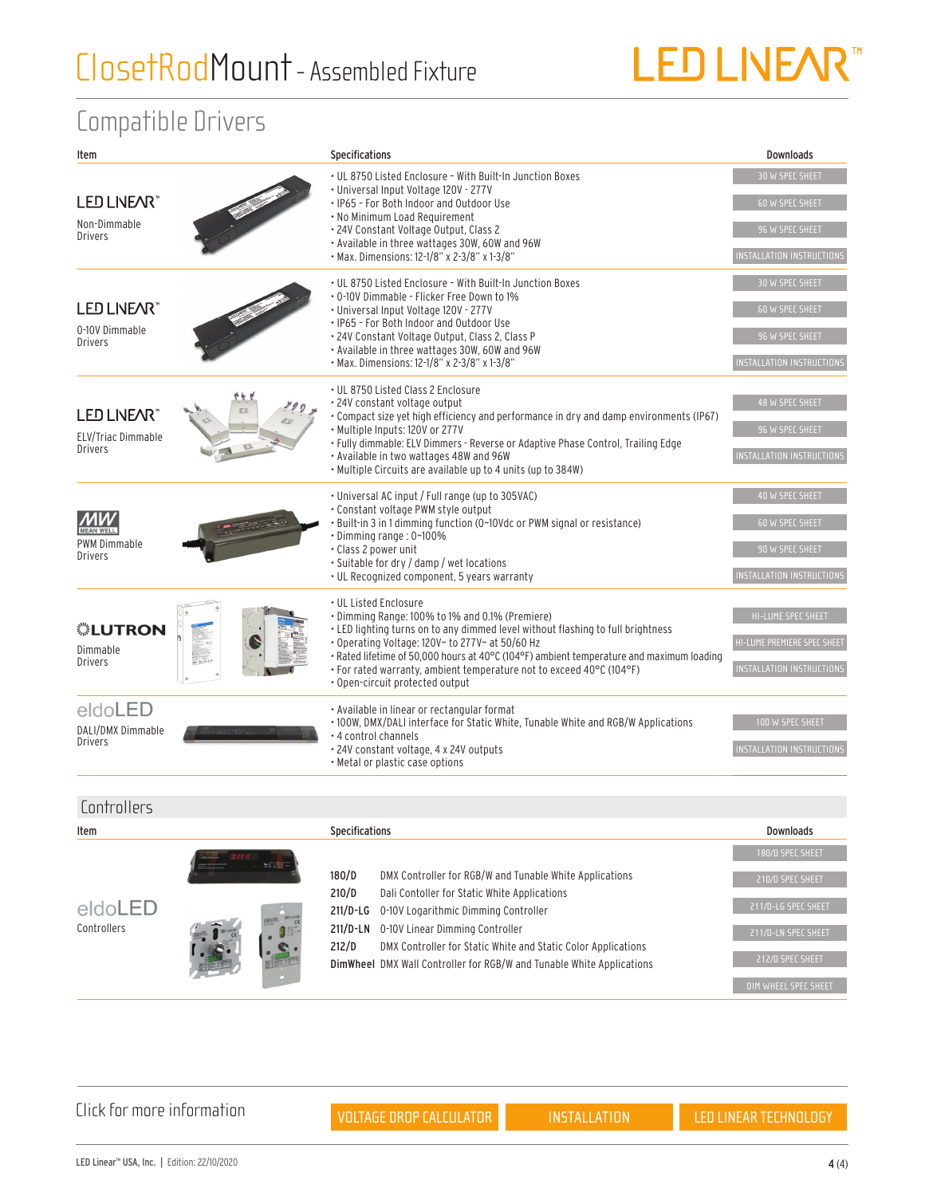# ClosetRodMount - Assembled Fixture

## Compatible Drivers

| Item | Specifications | Downloads |
| --- | --- | --- |
| LED LINEAR™ Non-Dimmable Drivers | • UL 8750 Listed Enclosure - With Built-In Junction Boxes<br>• Universal Input Voltage 120V - 277V<br>• IP65 - For Both Indoor and Outdoor Use<br>• No Minimum Load Requirement<br>• 24V Constant Voltage Output, Class 2<br>• Available in three wattages 30W, 60W and 96W<br>• Max. Dimensions: 12-1/8" x 2-3/8" x 1-3/8" | 30 W SPEC SHEET<br>60 W SPEC SHEET<br>96 W SPEC SHEET<br>INSTALLATION INSTRUCTIONS |
| LED LINEAR™ 0-10V Dimmable Drivers | • UL 8750 Listed Enclosure - With Built-In Junction Boxes<br>• 0-10V Dimmable - Flicker Free Down to 1%<br>• Universal Input Voltage 120V - 277V<br>• IP65 - For Both Indoor and Outdoor Use<br>• 24V Constant Voltage Output, Class 2, Class P<br>• Available in three wattages 30W, 60W and 96W<br>• Max. Dimensions: 12-1/8" x 2-3/8" x 1-3/8" | 30 W SPEC SHEET<br>60 W SPEC SHEET<br>96 W SPEC SHEET<br>INSTALLATION INSTRUCTIONS |
| LED LINEAR™ ELV/Triac Dimmable Drivers | • UL 8750 Listed Class 2 Enclosure<br>• 24V constant voltage output<br>• Compact size yet high efficiency and performance in dry and damp environments (IP67)<br>• Multiple Inputs: 120V or 277V<br>• Fully dimmable: ELV Dimmers - Reverse or Adaptive Phase Control, Trailing Edge<br>• Available in two wattages 48W and 96W<br>• Multiple Circuits are available up to 4 units (up to 384W) | 48 W SPEC SHEET<br>96 W SPEC SHEET<br>INSTALLATION INSTRUCTIONS |
| MEAN WELL PWM Dimmable Drivers | • Universal AC input / Full range (up to 305VAC)<br>• Constant voltage PWM style output<br>• Built-in 3 in 1 dimming function (0~10Vdc or PWM signal or resistance)<br>• Dimming range : 0~100%<br>• Class 2 power unit<br>• Suitable for dry / damp / wet locations<br>• UL Recognized component, 5 years warranty | 40 W SPEC SHEET<br>60 W SPEC SHEET<br>90 W SPEC SHEET<br>INSTALLATION INSTRUCTIONS |
| LUTRON Dimmable Drivers | • UL Listed Enclosure<br>• Dimming Range: 100% to 1% and 0.1% (Premiere)<br>• LED lighting turns on to any dimmed level without flashing to full brightness<br>• Operating Voltage: 120V~ to 277V~ at 50/60 Hz<br>• Rated lifetime of 50,000 hours at 40°C (104°F) ambient temperature and maximum loading<br>• For rated warranty, ambient temperature not to exceed 40°C (104°F)<br>• Open-circuit protected output | HI-LUME SPEC SHEET<br>HI-LUME PREMIERE SPEC SHEET<br>INSTALLATION INSTRUCTIONS |
| eldoLED DALI/DMX Dimmable Drivers | • Available in linear or rectangular format<br>• 100W, DMX/DALI interface for Static White, Tunable White and RGB/W Applications<br>• 4 control channels<br>• 24V constant voltage, 4 x 24V outputs<br>• Metal or plastic case options | 100 W SPEC SHEET<br>INSTALLATION INSTRUCTIONS |

## Controllers

| Item | Specifications | | Downloads |
| --- | --- | --- | --- |
| eldoLED Controllers | 180/D | DMX Controller for RGB/W and Tunable White Applications | 180/D SPEC SHEET |
| | 210/D | Dali Contoller for Static White Applications | 210/D SPEC SHEET |
| | 211/D-LG | 0-10V Logarithmic Dimming Controller | 211/D-LG SPEC SHEET |
| | 211/D-LN | 0-10V Linear Dimming Controller | 211/D-LN SPEC SHEET |
| | 212/D | DMX Controller for Static White and Static Color Applications | 212/D SPEC SHEET |
| | DimWheel | DMX Wall Controller for RGB/W and Tunable White Applications | DIM WHEEL SPEC SHEET |

Click for more information

VOLTAGE DROP CALCULATOR | INSTALLATION | LED LINEAR TECHNOLOGY

LED Linear™ USA, Inc. | Edition: 22/10/2020